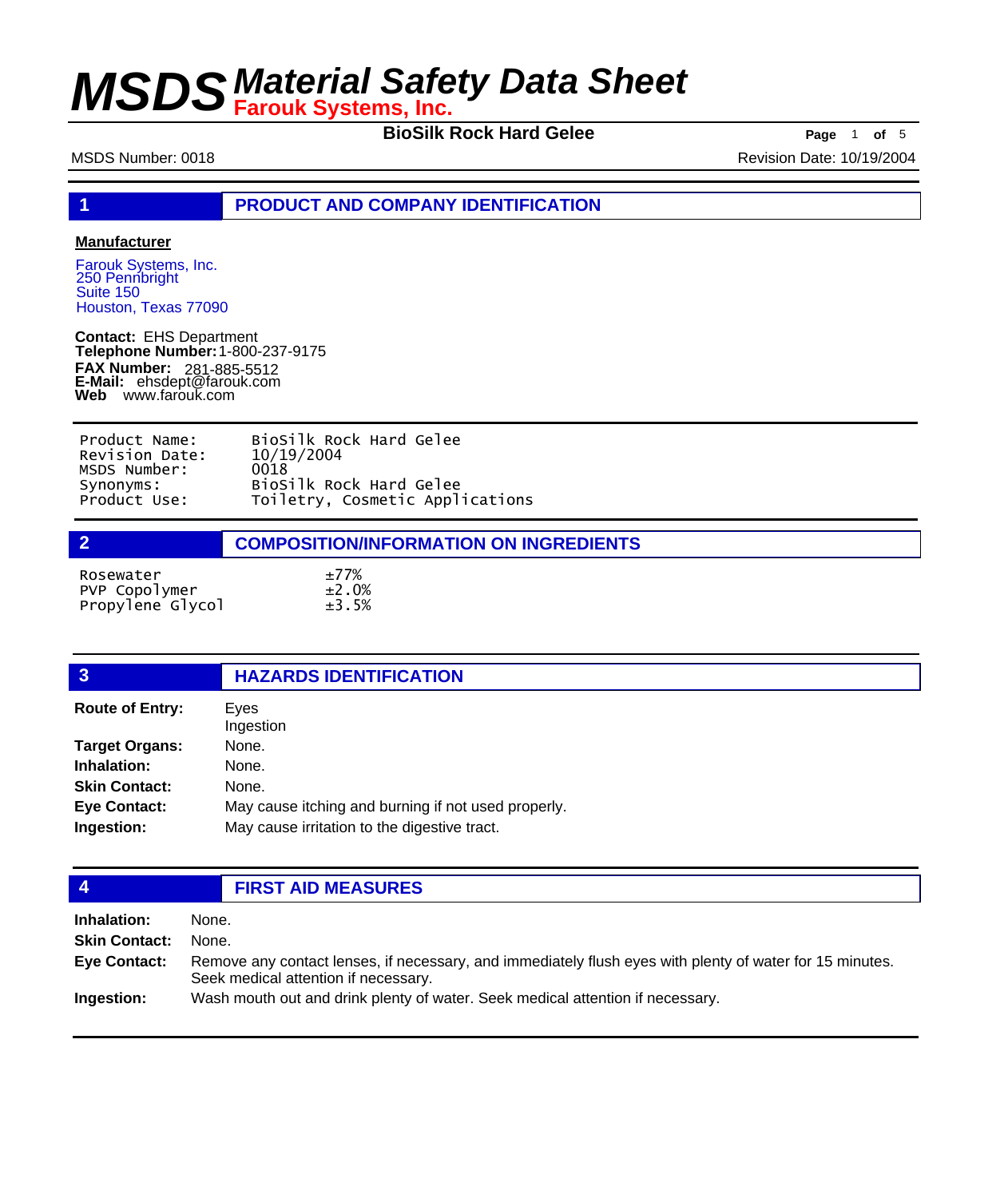# MSDS Material Safety Data Sheet

**Farouk Systems, Inc.**

**BioSilk Rock Hard Gelee**

MSDS Number: 0018

Revision Date: 10/19/2004

## 1 PRODUCT AND COMPANY IDENTIFICATION

**Manufacturer**

Farouk Systems, Inc.
250 Pennbright
Suite 150
Houston, Texas 77090

**Contact:** EHS Department
**Telephone Number:** 1-800-237-9175
**FAX Number:** 281-885-5512
**E-Mail:** ehsdept@farouk.com
**Web** www.farouk.com

| | |
|---|---|
| Product Name: | BioSilk Rock Hard Gelee |
| Revision Date: | 10/19/2004 |
| MSDS Number: | 0018 |
| Synonyms: | BioSilk Rock Hard Gelee |
| Product Use: | Toiletry, Cosmetic Applications |

## 2 COMPOSITION/INFORMATION ON INGREDIENTS

| | |
|---|---|
| Rosewater | ±77% |
| PVP Copolymer | ±2.0% |
| Propylene Glycol | ±3.5% |

## 3 HAZARDS IDENTIFICATION

**Route of Entry:** Eyes
Ingestion

**Target Organs:** None.

**Inhalation:** None.

**Skin Contact:** None.

**Eye Contact:** May cause itching and burning if not used properly.

**Ingestion:** May cause irritation to the digestive tract.

## 4 FIRST AID MEASURES

**Inhalation:** None.

**Skin Contact:** None.

**Eye Contact:** Remove any contact lenses, if necessary, and immediately flush eyes with plenty of water for 15 minutes. Seek medical attention if necessary.

**Ingestion:** Wash mouth out and drink plenty of water. Seek medical attention if necessary.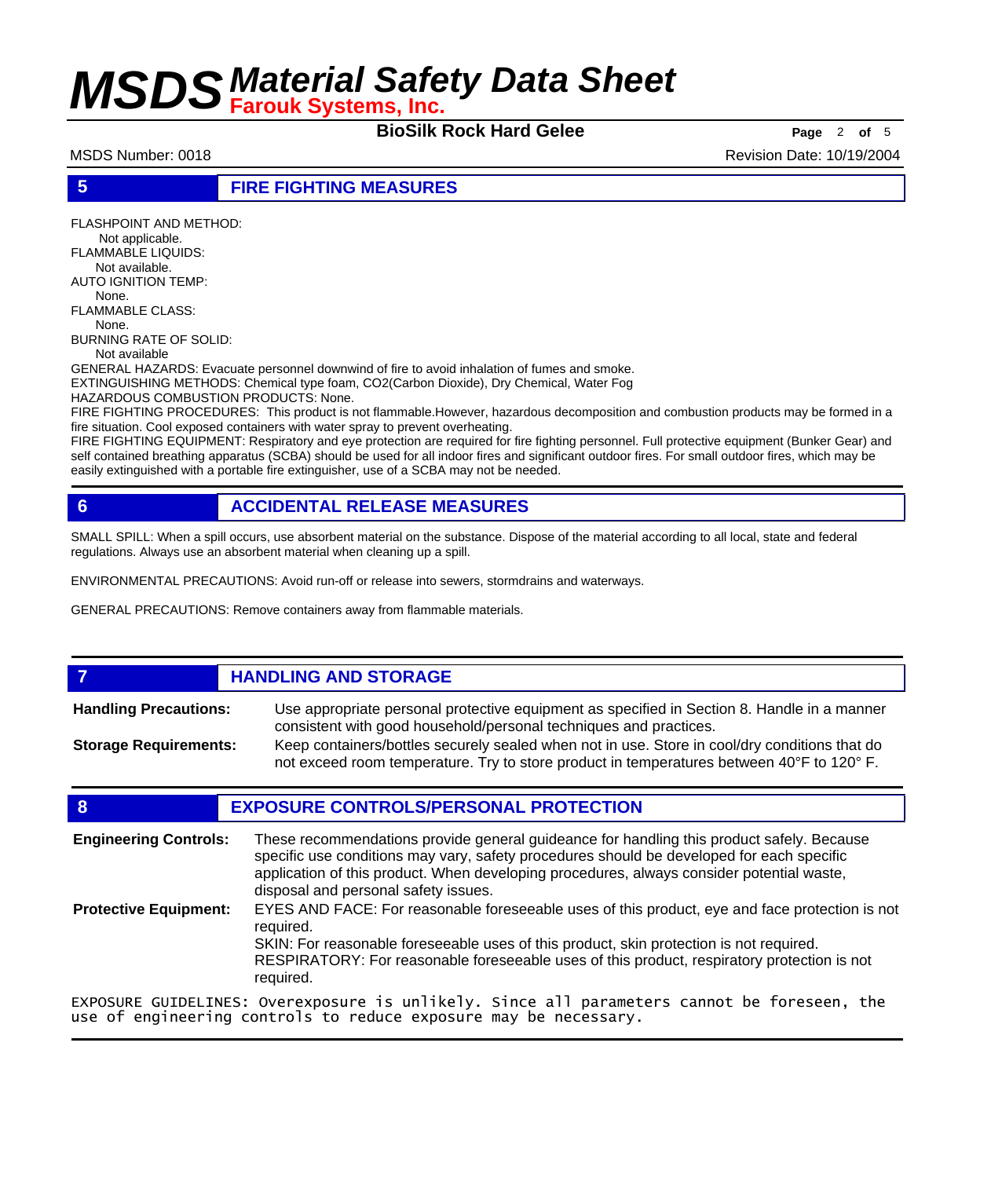## 5 FIRE FIGHTING MEASURES

FLASHPOINT AND METHOD:
Not applicable.
FLAMMABLE LIQUIDS:
Not available.
AUTO IGNITION TEMP:
None.
FLAMMABLE CLASS:
None.
BURNING RATE OF SOLID:
Not available
GENERAL HAZARDS: Evacuate personnel downwind of fire to avoid inhalation of fumes and smoke.
EXTINGUISHING METHODS: Chemical type foam, CO2(Carbon Dioxide), Dry Chemical, Water Fog
HAZARDOUS COMBUSTION PRODUCTS: None.
FIRE FIGHTING PROCEDURES: This product is not flammable.However, hazardous decomposition and combustion products may be formed in a fire situation. Cool exposed containers with water spray to prevent overheating.
FIRE FIGHTING EQUIPMENT: Respiratory and eye protection are required for fire fighting personnel. Full protective equipment (Bunker Gear) and self contained breathing apparatus (SCBA) should be used for all indoor fires and significant outdoor fires. For small outdoor fires, which may be easily extinguished with a portable fire extinguisher, use of a SCBA may not be needed.

## 6 ACCIDENTAL RELEASE MEASURES

SMALL SPILL: When a spill occurs, use absorbent material on the substance. Dispose of the material according to all local, state and federal regulations. Always use an absorbent material when cleaning up a spill.

ENVIRONMENTAL PRECAUTIONS: Avoid run-off or release into sewers, stormdrains and waterways.

GENERAL PRECAUTIONS: Remove containers away from flammable materials.

## 7 HANDLING AND STORAGE

**Handling Precautions:** Use appropriate personal protective equipment as specified in Section 8. Handle in a manner consistent with good household/personal techniques and practices.

**Storage Requirements:** Keep containers/bottles securely sealed when not in use. Store in cool/dry conditions that do not exceed room temperature. Try to store product in temperatures between 40°F to 120° F.

## 8 EXPOSURE CONTROLS/PERSONAL PROTECTION

**Engineering Controls:** These recommendations provide general guideance for handling this product safely. Because specific use conditions may vary, safety procedures should be developed for each specific application of this product. When developing procedures, always consider potential waste, disposal and personal safety issues.

**Protective Equipment:** EYES AND FACE: For reasonable foreseeable uses of this product, eye and face protection is not required.
SKIN: For reasonable foreseeable uses of this product, skin protection is not required.
RESPIRATORY: For reasonable foreseeable uses of this product, respiratory protection is not required.

EXPOSURE GUIDELINES: Overexposure is unlikely. Since all parameters cannot be foreseen, the use of engineering controls to reduce exposure may be necessary.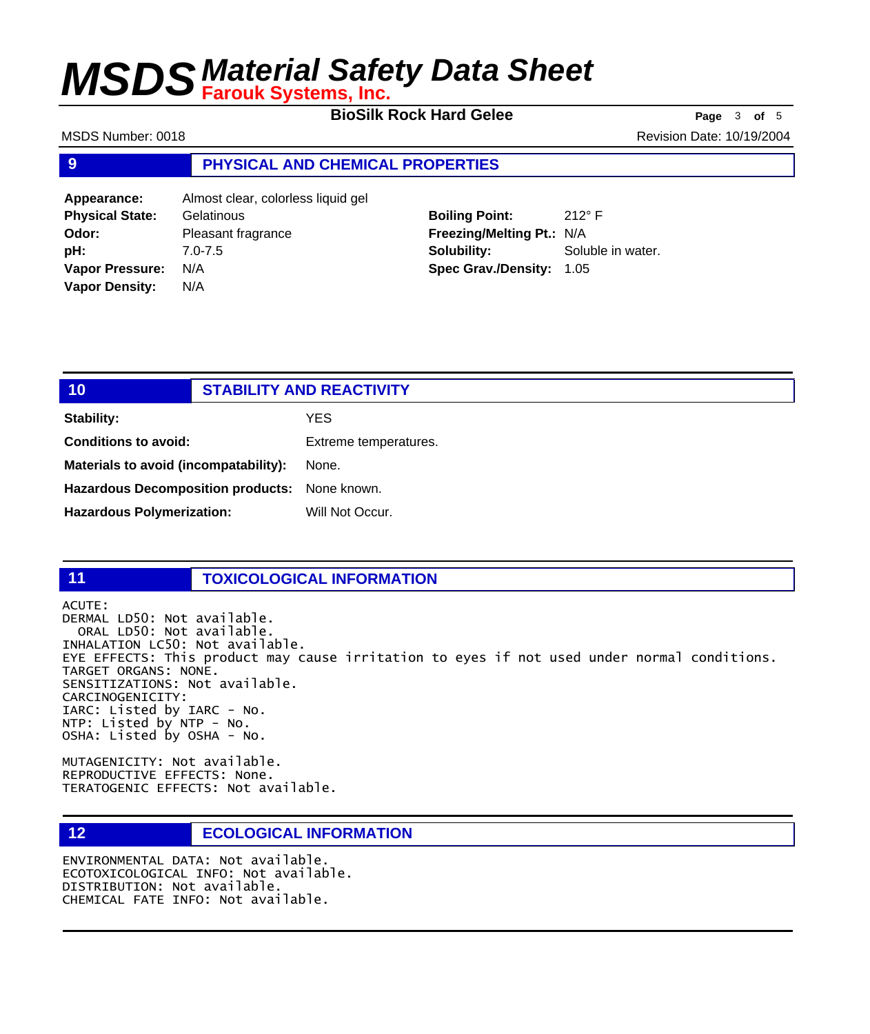## 9 PHYSICAL AND CHEMICAL PROPERTIES

**Appearance:** Almost clear, colorless liquid gel
**Physical State:** Gelatinous
**Odor:** Pleasant fragrance
**pH:** 7.0-7.5
**Vapor Pressure:** N/A
**Vapor Density:** N/A

**Boiling Point:** 212° F
**Freezing/Melting Pt.:** N/A
**Solubility:** Soluble in water.
**Spec Grav./Density:** 1.05

## 10 STABILITY AND REACTIVITY

**Stability:** YES

**Conditions to avoid:** Extreme temperatures.

**Materials to avoid (incompatability):** None.

**Hazardous Decomposition products:** None known.

**Hazardous Polymerization:** Will Not Occur.

## 11 TOXICOLOGICAL INFORMATION

ACUTE:
DERMAL LD50: Not available.
ORAL LD50: Not available.
INHALATION LC50: Not available.
EYE EFFECTS: This product may cause irritation to eyes if not used under normal conditions.
TARGET ORGANS: NONE.
SENSITIZATIONS: Not available.
CARCINOGENICITY:
IARC: Listed by IARC - No.
NTP: Listed by NTP - No.
OSHA: Listed by OSHA - No.

MUTAGENICITY: Not available.
REPRODUCTIVE EFFECTS: None.
TERATOGENIC EFFECTS: Not available.

## 12 ECOLOGICAL INFORMATION

ENVIRONMENTAL DATA: Not available.
ECOTOXICOLOGICAL INFO: Not available.
DISTRIBUTION: Not available.
CHEMICAL FATE INFO: Not available.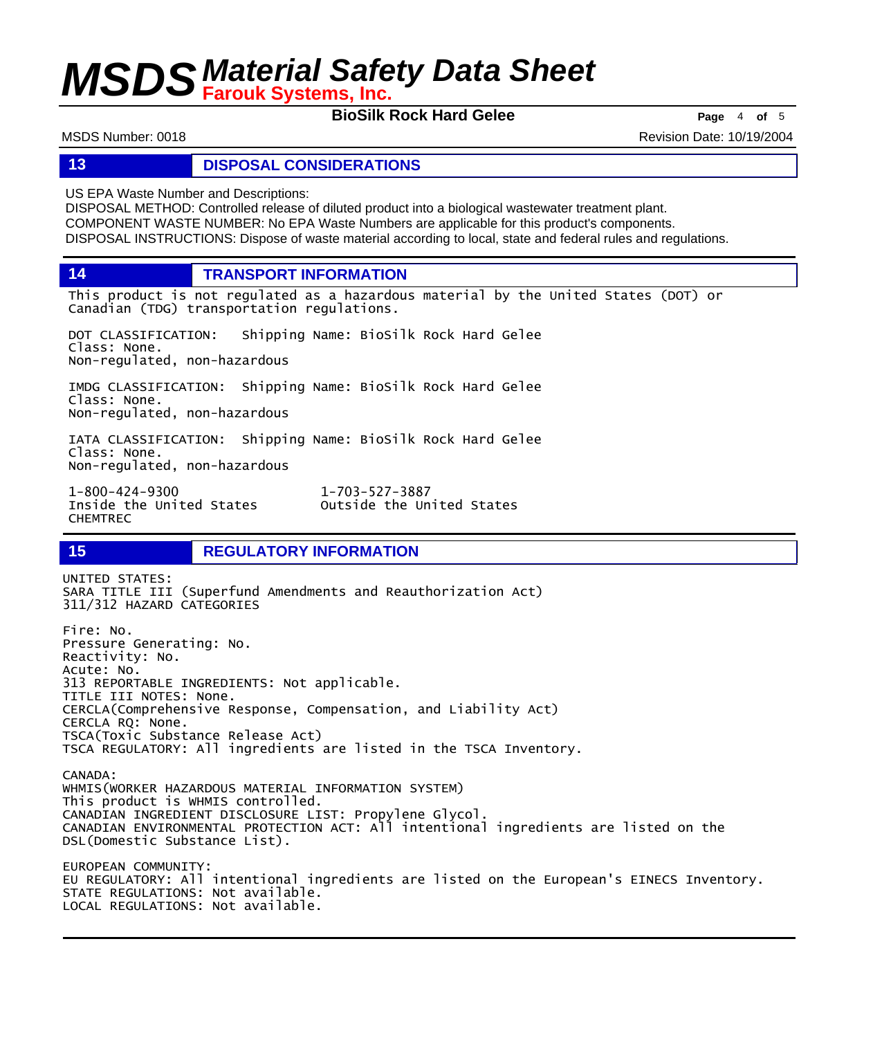## 13 DISPOSAL CONSIDERATIONS

US EPA Waste Number and Descriptions:
DISPOSAL METHOD: Controlled release of diluted product into a biological wastewater treatment plant.
COMPONENT WASTE NUMBER: No EPA Waste Numbers are applicable for this product's components.
DISPOSAL INSTRUCTIONS: Dispose of waste material according to local, state and federal rules and regulations.

## 14 TRANSPORT INFORMATION

This product is not regulated as a hazardous material by the United States (DOT) or Canadian (TDG) transportation regulations.

DOT CLASSIFICATION: Shipping Name: BioSilk Rock Hard Gelee
Class: None.
Non-regulated, non-hazardous

IMDG CLASSIFICATION: Shipping Name: BioSilk Rock Hard Gelee
Class: None.
Non-regulated, non-hazardous

IATA CLASSIFICATION: Shipping Name: BioSilk Rock Hard Gelee
Class: None.
Non-regulated, non-hazardous

1-800-424-9300 Inside the United States
1-703-527-3887 Outside the United States
CHEMTREC

## 15 REGULATORY INFORMATION

UNITED STATES:
SARA TITLE III (Superfund Amendments and Reauthorization Act)
311/312 HAZARD CATEGORIES

Fire: No.
Pressure Generating: No.
Reactivity: No.
Acute: No.
313 REPORTABLE INGREDIENTS: Not applicable.
TITLE III NOTES: None.
CERCLA(Comprehensive Response, Compensation, and Liability Act)
CERCLA RQ: None.
TSCA(Toxic Substance Release Act)
TSCA REGULATORY: All ingredients are listed in the TSCA Inventory.

CANADA:
WHMIS(WORKER HAZARDOUS MATERIAL INFORMATION SYSTEM)
This product is WHMIS controlled.
CANADIAN INGREDIENT DISCLOSURE LIST: Propylene Glycol.
CANADIAN ENVIRONMENTAL PROTECTION ACT: All intentional ingredients are listed on the DSL(Domestic Substance List).

EUROPEAN COMMUNITY:
EU REGULATORY: All intentional ingredients are listed on the European's EINECS Inventory.
STATE REGULATIONS: Not available.
LOCAL REGULATIONS: Not available.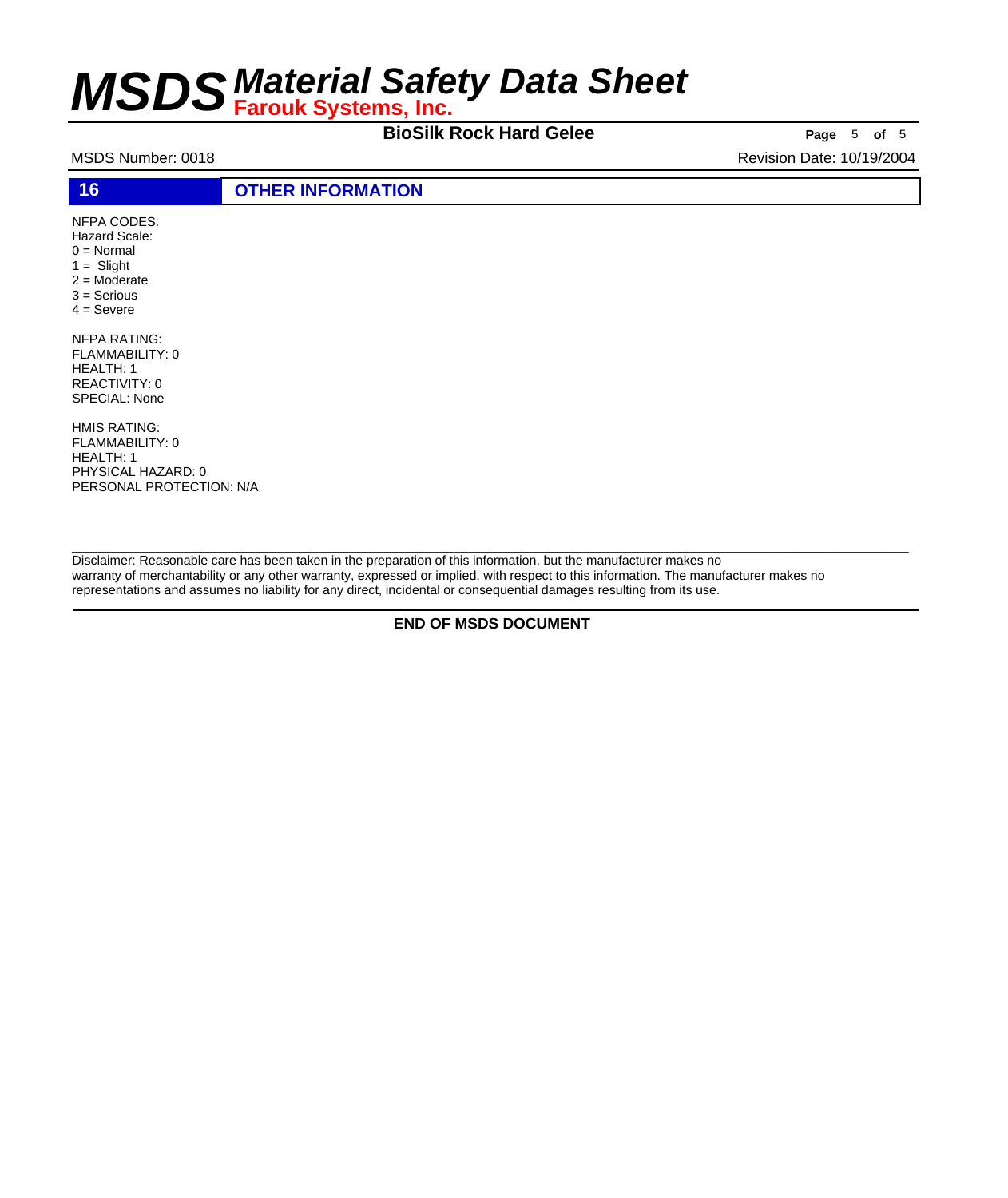## 16 OTHER INFORMATION

NFPA CODES:
Hazard Scale:
0 = Normal
1 = Slight
2 = Moderate
3 = Serious
4 = Severe

NFPA RATING:
FLAMMABILITY: 0
HEALTH: 1
REACTIVITY: 0
SPECIAL: None

HMIS RATING:
FLAMMABILITY: 0
HEALTH: 1
PHYSICAL HAZARD: 0
PERSONAL PROTECTION: N/A

---

Disclaimer: Reasonable care has been taken in the preparation of this information, but the manufacturer makes no warranty of merchantability or any other warranty, expressed or implied, with respect to this information. The manufacturer makes no representations and assumes no liability for any direct, incidental or consequential damages resulting from its use.

**END OF MSDS DOCUMENT**